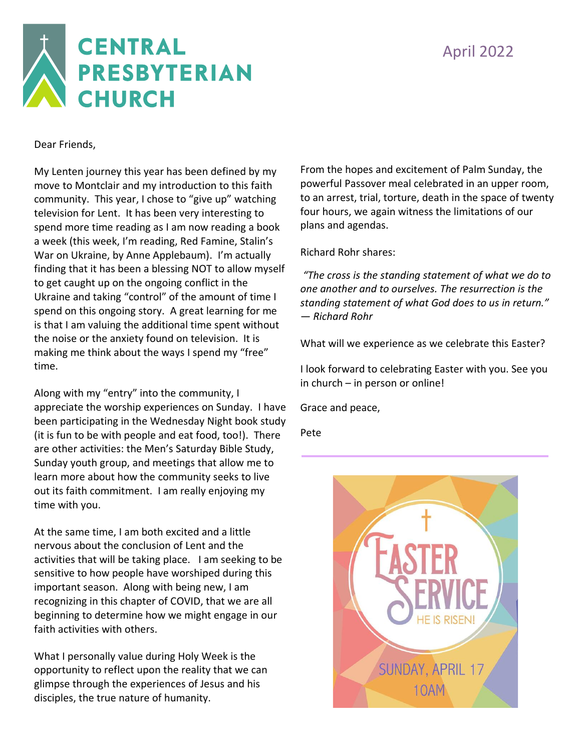# CENTRAL PRESBYTERIAN CHURCH

April 2022

Dear Friends,

My Lenten journey this year has been defined by my move to Montclair and my introduction to this faith community. This year, I chose to “give up” watching television for Lent. It has been very interesting to spend more time reading as I am now reading a book a week (this week, I’m reading, Red Famine, Stalin’s War on Ukraine, by Anne Applebaum). I’m actually finding that it has been a blessing NOT to allow myself to get caught up on the ongoing conflict in the Ukraine and taking “control” of the amount of time I spend on this ongoing story. A great learning for me is that I am valuing the additional time spent without the noise or the anxiety found on television. It is making me think about the ways I spend my “free” time.

Along with my “entry” into the community, I appreciate the worship experiences on Sunday. I have been participating in the Wednesday Night book study (it is fun to be with people and eat food, too!). There are other activities: the Men’s Saturday Bible Study, Sunday youth group, and meetings that allow me to learn more about how the community seeks to live out its faith commitment. I am really enjoying my time with you.

At the same time, I am both excited and a little nervous about the conclusion of Lent and the activities that will be taking place. I am seeking to be sensitive to how people have worshiped during this important season. Along with being new, I am recognizing in this chapter of COVID, that we are all beginning to determine how we might engage in our faith activities with others.

What I personally value during Holy Week is the opportunity to reflect upon the reality that we can glimpse through the experiences of Jesus and his disciples, the true nature of humanity.

From the hopes and excitement of Palm Sunday, the powerful Passover meal celebrated in an upper room, to an arrest, trial, torture, death in the space of twenty four hours, we again witness the limitations of our plans and agendas.

Richard Rohr shares:

*“The cross is the standing statement of what we do to one another and to ourselves. The resurrection is the standing statement of what God does to us in return.” — Richard Rohr*

What will we experience as we celebrate this Easter?

I look forward to celebrating Easter with you. See you in church – in person or online!

Grace and peace,

Pete

---

EASTER SERVICE

HE IS RISEN!

SUNDAY, APRIL 17

10AM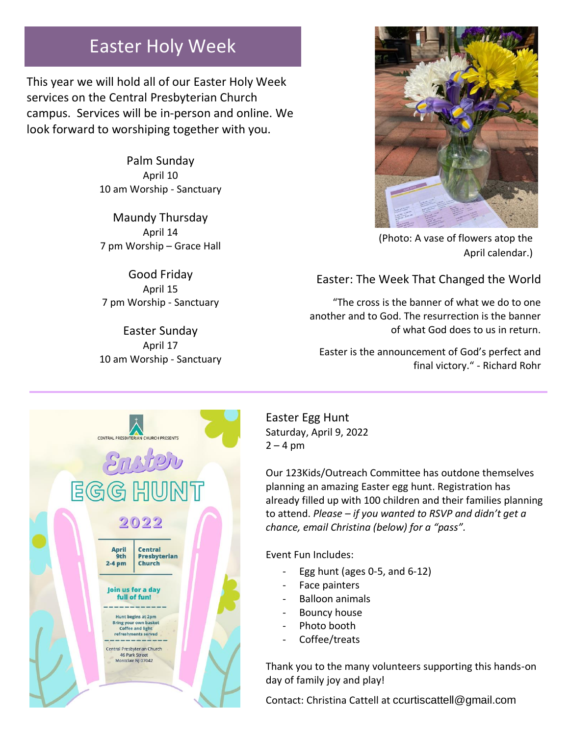# Easter Holy Week

This year we will hold all of our Easter Holy Week services on the Central Presbyterian Church campus. Services will be in-person and online. We look forward to worshiping together with you.

Palm Sunday
April 10
10 am Worship - Sanctuary

Maundy Thursday
April 14
7 pm Worship – Grace Hall

Good Friday
April 15
7 pm Worship - Sanctuary

Easter Sunday
April 17
10 am Worship - Sanctuary

(Photo: A vase of flowers atop the April calendar.)

## Easter: The Week That Changed the World

"The cross is the banner of what we do to one another and to God. The resurrection is the banner of what God does to us in return.

Easter is the announcement of God's perfect and final victory." - Richard Rohr

---

CENTRAL PRESBYTERIAN CHURCH PRESENTS

Easter EGG HUNT 2022

April 9th 2-4 pm | Central Presbyterian Church

Join us for a day full of fun!

Hunt begins at 2pm
Bring your own basket
Coffee and light refreshments served

Central Presbyterian Church
46 Park Street
Montclair NJ 07042

## Easter Egg Hunt

Saturday, April 9, 2022
2 – 4 pm

Our 123Kids/Outreach Committee has outdone themselves planning an amazing Easter egg hunt. Registration has already filled up with 100 children and their families planning to attend. *Please – if you wanted to RSVP and didn't get a chance, email Christina (below) for a "pass".*

Event Fun Includes:

- Egg hunt (ages 0-5, and 6-12)
- Face painters
- Balloon animals
- Bouncy house
- Photo booth
- Coffee/treats

Thank you to the many volunteers supporting this hands-on day of family joy and play!

Contact: Christina Cattell at ccurtiscattell@gmail.com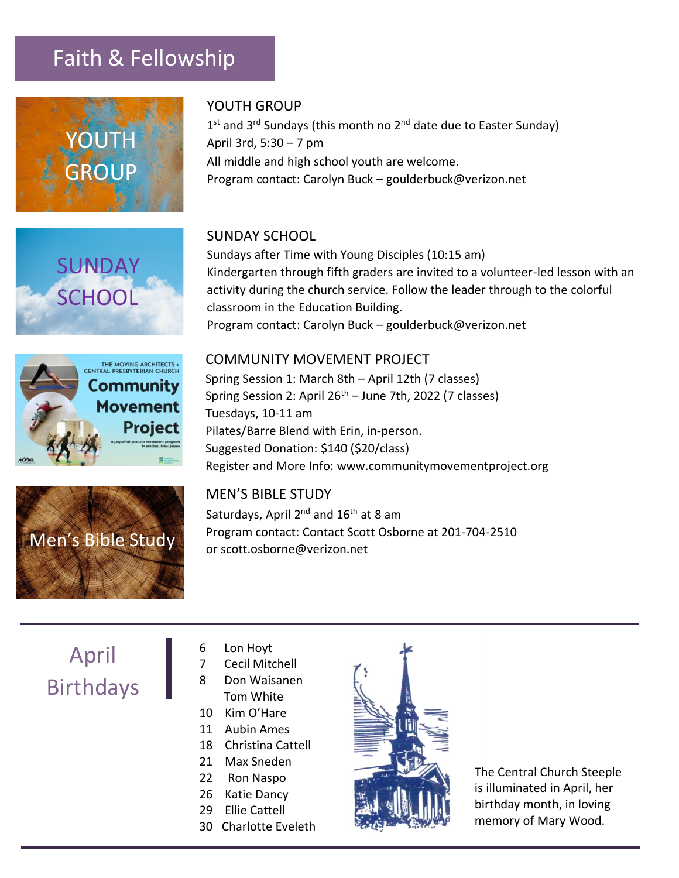# Faith & Fellowship

## YOUTH GROUP

1st and 3rd Sundays (this month no 2nd date due to Easter Sunday)
April 3rd, 5:30 – 7 pm
All middle and high school youth are welcome.
Program contact: Carolyn Buck – goulderbuck@verizon.net

## SUNDAY SCHOOL

Sundays after Time with Young Disciples (10:15 am)
Kindergarten through fifth graders are invited to a volunteer-led lesson with an activity during the church service. Follow the leader through to the colorful classroom in the Education Building.
Program contact: Carolyn Buck – goulderbuck@verizon.net

## COMMUNITY MOVEMENT PROJECT

Spring Session 1: March 8th – April 12th (7 classes)
Spring Session 2: April 26th – June 7th, 2022 (7 classes)
Tuesdays, 10-11 am
Pilates/Barre Blend with Erin, in-person.
Suggested Donation: $140 ($20/class)
Register and More Info: www.communitymovementproject.org

## MEN'S BIBLE STUDY

Saturdays, April 2nd and 16th at 8 am
Program contact: Contact Scott Osborne at 201-704-2510
or scott.osborne@verizon.net

---

## April Birthdays

6 Lon Hoyt
7 Cecil Mitchell
8 Don Waisanen
Tom White
10 Kim O'Hare
11 Aubin Ames
18 Christina Cattell
21 Max Sneden
22 Ron Naspo
26 Katie Dancy
29 Ellie Cattell
30 Charlotte Eveleth

The Central Church Steeple is illuminated in April, her birthday month, in loving memory of Mary Wood.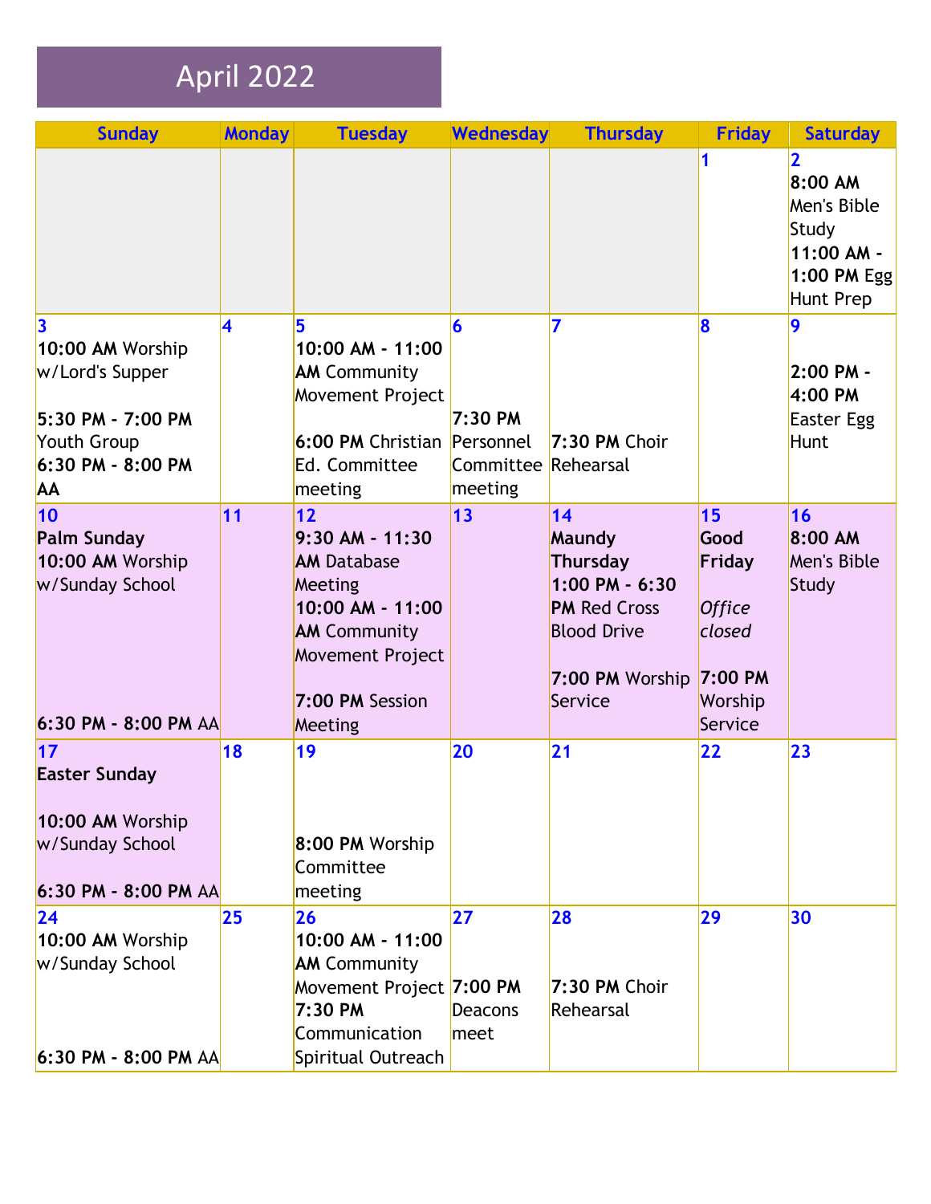# April 2022

| Sunday | Monday | Tuesday | Wednesday | Thursday | Friday | Saturday |
|---|---|---|---|---|---|---|
| | | | | | 1 | 2<br>**8:00 AM** Men's Bible Study<br>**11:00 AM - 1:00 PM** Egg Hunt Prep |
| 3<br>**10:00 AM** Worship w/Lord's Supper<br>**5:30 PM - 7:00 PM** Youth Group<br>**6:30 PM - 8:00 PM AA** | 4 | 5<br>**10:00 AM - 11:00 AM** Community Movement Project<br>**6:00 PM** Christian Ed. Committee meeting | 6<br>**7:30 PM** Personnel Committee meeting | 7<br>**7:30 PM** Choir Rehearsal | 8 | 9<br>**2:00 PM - 4:00 PM** Easter Egg Hunt |
| 10<br>**Palm Sunday**<br>**10:00 AM** Worship w/Sunday School<br>**6:30 PM - 8:00 PM** AA | 11 | 12<br>**9:30 AM - 11:30 AM** Database Meeting<br>**10:00 AM - 11:00 AM** Community Movement Project<br>**7:00 PM** Session Meeting | 13 | 14<br>**Maundy Thursday**<br>**1:00 PM - 6:30 PM** Red Cross Blood Drive<br>**7:00 PM** Worship Service | 15<br>**Good Friday**<br>*Office closed*<br>**7:00 PM** Worship Service | 16<br>**8:00 AM** Men's Bible Study |
| 17<br>**Easter Sunday**<br>**10:00 AM** Worship w/Sunday School<br>**6:30 PM - 8:00 PM** AA | 18 | 19<br>**8:00 PM** Worship Committee meeting | 20 | 21 | 22 | 23 |
| 24<br>**10:00 AM** Worship w/Sunday School<br>**6:30 PM - 8:00 PM** AA | 25 | 26<br>**10:00 AM - 11:00 AM** Community Movement Project<br>**7:30 PM** Communication Spiritual Outreach | 27<br>**7:00 PM** Deacons meet | 28<br>**7:30 PM** Choir Rehearsal | 29 | 30 |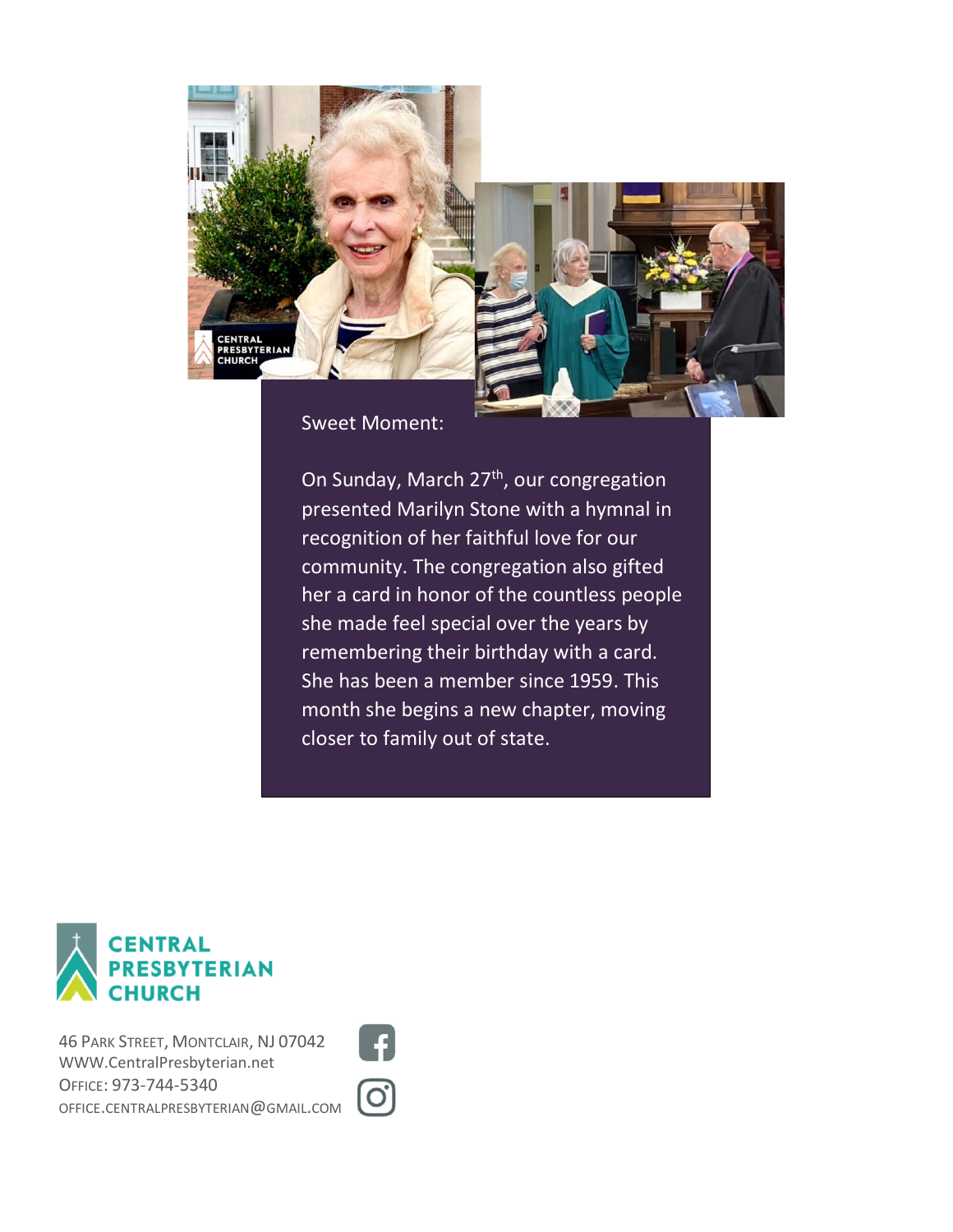Sweet Moment:

On Sunday, March 27th, our congregation presented Marilyn Stone with a hymnal in recognition of her faithful love for our community. The congregation also gifted her a card in honor of the countless people she made feel special over the years by remembering their birthday with a card. She has been a member since 1959. This month she begins a new chapter, moving closer to family out of state.

**CENTRAL PRESBYTERIAN CHURCH**

46 Park Street, Montclair, NJ 07042
WWW.CentralPresbyterian.net
Office: 973-744-5340
OFFICE.CENTRALPRESBYTERIAN@GMAIL.COM